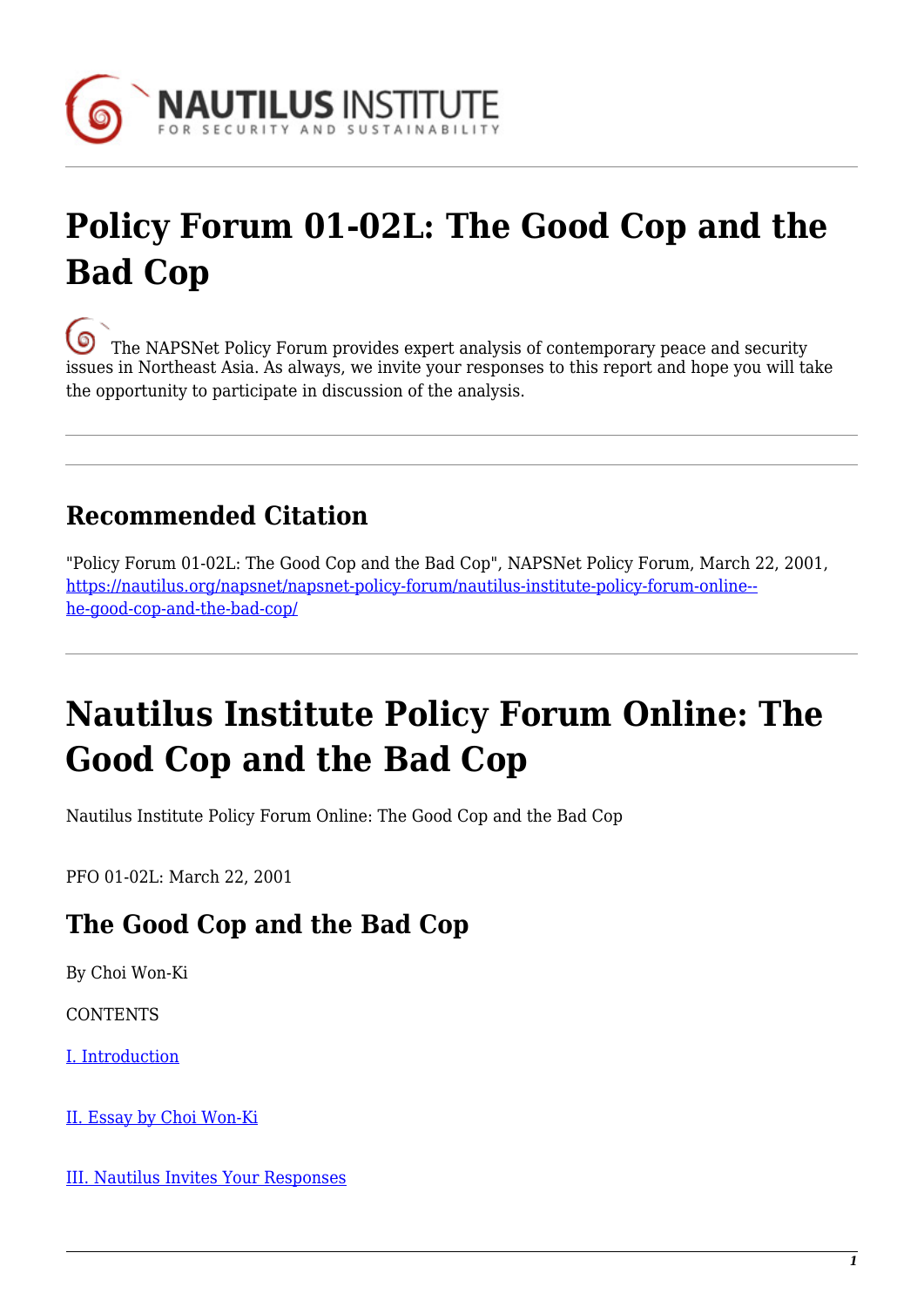# Policy Forum 01-02L: The Good Cop and the Bad Cop

The NAPSNet Policy Forum provides expert analysis of contemporary peace and security issues in Northeast Asia. As always, we invite your responses to this report and hope you will take the opportunity to participate in discussion of the analysis.

---

## Recommended Citation

"Policy Forum 01-02L: The Good Cop and the Bad Cop", NAPSNet Policy Forum, March 22, 2001, [https://nautilus.org/napsnet/napsnet-policy-forum/nautilus-institute-policy-forum-online--he-good-cop-and-the-bad-cop/](https://nautilus.org/napsnet/napsnet-policy-forum/nautilus-institute-policy-forum-online--he-good-cop-and-the-bad-cop/)

---

# Nautilus Institute Policy Forum Online: The Good Cop and the Bad Cop

Nautilus Institute Policy Forum Online: The Good Cop and the Bad Cop

PFO 01-02L: March 22, 2001

## The Good Cop and the Bad Cop

By Choi Won-Ki

CONTENTS

[I. Introduction]()

[II. Essay by Choi Won-Ki]()

[III. Nautilus Invites Your Responses]()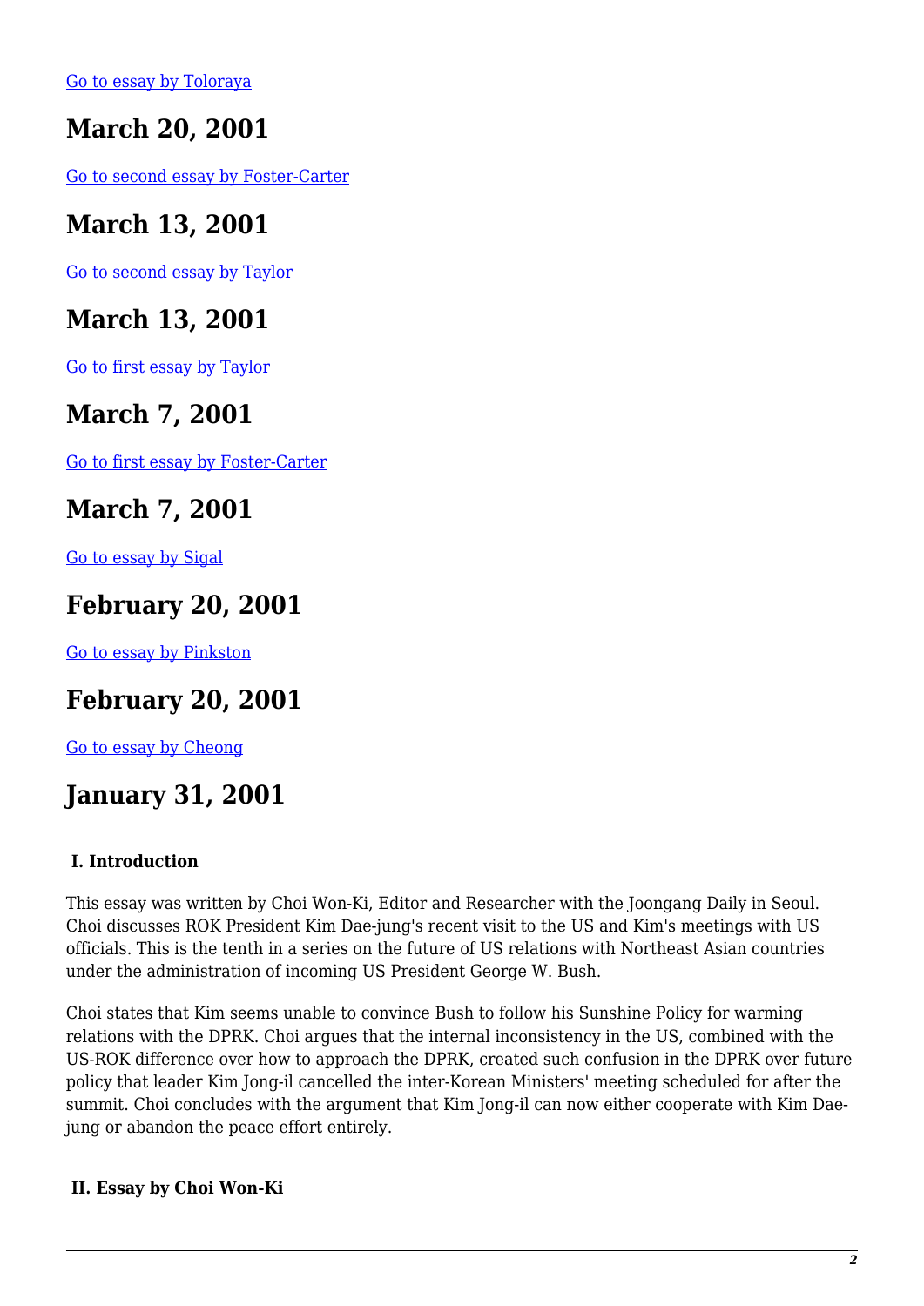[Go to essay by Toloraya](#)

## March 20, 2001

[Go to second essay by Foster-Carter](#)

## March 13, 2001

[Go to second essay by Taylor](#)

## March 13, 2001

[Go to first essay by Taylor](#)

## March 7, 2001

[Go to first essay by Foster-Carter](#)

## March 7, 2001

[Go to essay by Sigal](#)

## February 20, 2001

[Go to essay by Pinkston](#)

## February 20, 2001

[Go to essay by Cheong](#)

## January 31, 2001

**I. Introduction**

This essay was written by Choi Won-Ki, Editor and Researcher with the Joongang Daily in Seoul. Choi discusses ROK President Kim Dae-jung's recent visit to the US and Kim's meetings with US officials. This is the tenth in a series on the future of US relations with Northeast Asian countries under the administration of incoming US President George W. Bush.

Choi states that Kim seems unable to convince Bush to follow his Sunshine Policy for warming relations with the DPRK. Choi argues that the internal inconsistency in the US, combined with the US-ROK difference over how to approach the DPRK, created such confusion in the DPRK over future policy that leader Kim Jong-il cancelled the inter-Korean Ministers' meeting scheduled for after the summit. Choi concludes with the argument that Kim Jong-il can now either cooperate with Kim Dae-jung or abandon the peace effort entirely.

**II. Essay by Choi Won-Ki**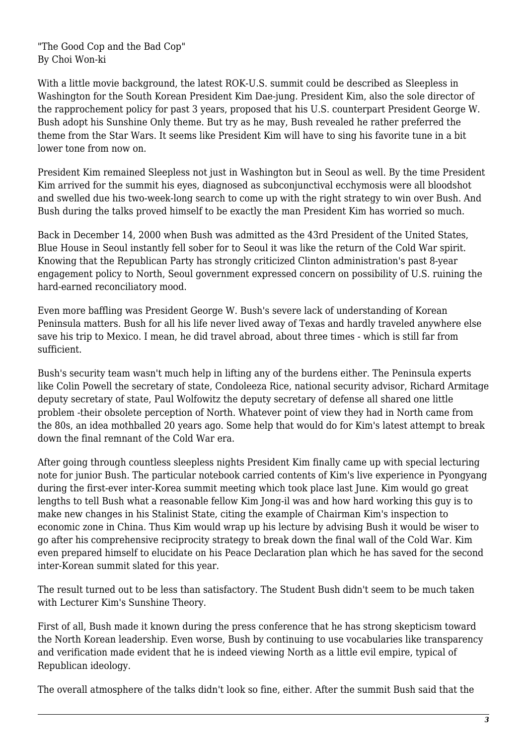"The Good Cop and the Bad Cop"
By Choi Won-ki

With a little movie background, the latest ROK-U.S. summit could be described as Sleepless in Washington for the South Korean President Kim Dae-jung. President Kim, also the sole director of the rapprochement policy for past 3 years, proposed that his U.S. counterpart President George W. Bush adopt his Sunshine Only theme. But try as he may, Bush revealed he rather preferred the theme from the Star Wars. It seems like President Kim will have to sing his favorite tune in a bit lower tone from now on.

President Kim remained Sleepless not just in Washington but in Seoul as well. By the time President Kim arrived for the summit his eyes, diagnosed as subconjunctival ecchymosis were all bloodshot and swelled due his two-week-long search to come up with the right strategy to win over Bush. And Bush during the talks proved himself to be exactly the man President Kim has worried so much.

Back in December 14, 2000 when Bush was admitted as the 43rd President of the United States, Blue House in Seoul instantly fell sober for to Seoul it was like the return of the Cold War spirit. Knowing that the Republican Party has strongly criticized Clinton administration's past 8-year engagement policy to North, Seoul government expressed concern on possibility of U.S. ruining the hard-earned reconciliatory mood.

Even more baffling was President George W. Bush's severe lack of understanding of Korean Peninsula matters. Bush for all his life never lived away of Texas and hardly traveled anywhere else save his trip to Mexico. I mean, he did travel abroad, about three times - which is still far from sufficient.

Bush's security team wasn't much help in lifting any of the burdens either. The Peninsula experts like Colin Powell the secretary of state, Condoleeza Rice, national security advisor, Richard Armitage deputy secretary of state, Paul Wolfowitz the deputy secretary of defense all shared one little problem -their obsolete perception of North. Whatever point of view they had in North came from the 80s, an idea mothballed 20 years ago. Some help that would do for Kim's latest attempt to break down the final remnant of the Cold War era.

After going through countless sleepless nights President Kim finally came up with special lecturing note for junior Bush. The particular notebook carried contents of Kim's live experience in Pyongyang during the first-ever inter-Korea summit meeting which took place last June. Kim would go great lengths to tell Bush what a reasonable fellow Kim Jong-il was and how hard working this guy is to make new changes in his Stalinist State, citing the example of Chairman Kim's inspection to economic zone in China. Thus Kim would wrap up his lecture by advising Bush it would be wiser to go after his comprehensive reciprocity strategy to break down the final wall of the Cold War. Kim even prepared himself to elucidate on his Peace Declaration plan which he has saved for the second inter-Korean summit slated for this year.

The result turned out to be less than satisfactory. The Student Bush didn't seem to be much taken with Lecturer Kim's Sunshine Theory.

First of all, Bush made it known during the press conference that he has strong skepticism toward the North Korean leadership. Even worse, Bush by continuing to use vocabularies like transparency and verification made evident that he is indeed viewing North as a little evil empire, typical of Republican ideology.

The overall atmosphere of the talks didn't look so fine, either. After the summit Bush said that the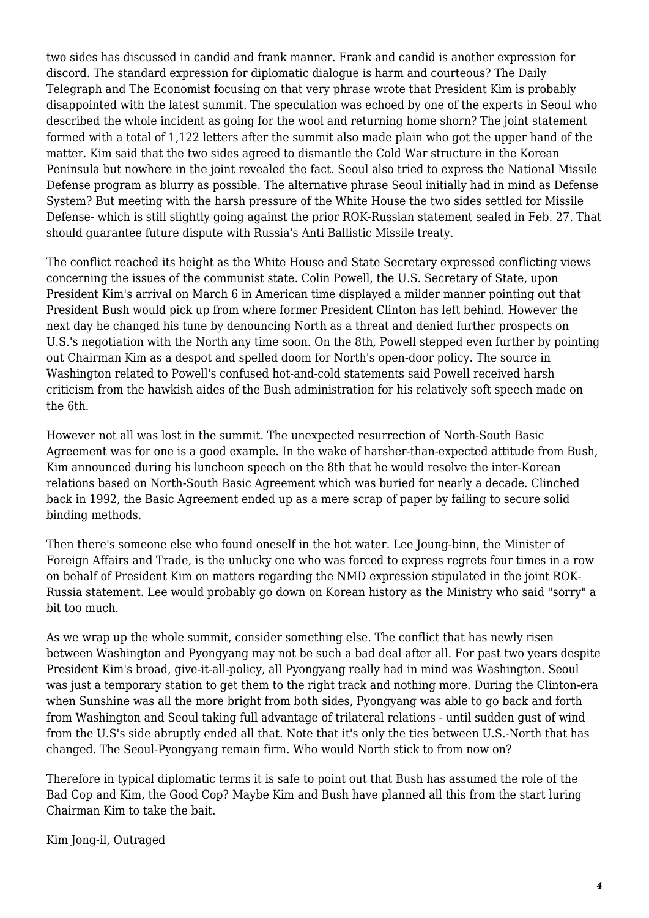two sides has discussed in candid and frank manner. Frank and candid is another expression for discord. The standard expression for diplomatic dialogue is harm and courteous? The Daily Telegraph and The Economist focusing on that very phrase wrote that President Kim is probably disappointed with the latest summit. The speculation was echoed by one of the experts in Seoul who described the whole incident as going for the wool and returning home shorn? The joint statement formed with a total of 1,122 letters after the summit also made plain who got the upper hand of the matter. Kim said that the two sides agreed to dismantle the Cold War structure in the Korean Peninsula but nowhere in the joint revealed the fact. Seoul also tried to express the National Missile Defense program as blurry as possible. The alternative phrase Seoul initially had in mind as Defense System? But meeting with the harsh pressure of the White House the two sides settled for Missile Defense- which is still slightly going against the prior ROK-Russian statement sealed in Feb. 27. That should guarantee future dispute with Russia's Anti Ballistic Missile treaty.

The conflict reached its height as the White House and State Secretary expressed conflicting views concerning the issues of the communist state. Colin Powell, the U.S. Secretary of State, upon President Kim's arrival on March 6 in American time displayed a milder manner pointing out that President Bush would pick up from where former President Clinton has left behind. However the next day he changed his tune by denouncing North as a threat and denied further prospects on U.S.'s negotiation with the North any time soon. On the 8th, Powell stepped even further by pointing out Chairman Kim as a despot and spelled doom for North's open-door policy. The source in Washington related to Powell's confused hot-and-cold statements said Powell received harsh criticism from the hawkish aides of the Bush administration for his relatively soft speech made on the 6th.

However not all was lost in the summit. The unexpected resurrection of North-South Basic Agreement was for one is a good example. In the wake of harsher-than-expected attitude from Bush, Kim announced during his luncheon speech on the 8th that he would resolve the inter-Korean relations based on North-South Basic Agreement which was buried for nearly a decade. Clinched back in 1992, the Basic Agreement ended up as a mere scrap of paper by failing to secure solid binding methods.

Then there's someone else who found oneself in the hot water. Lee Joung-binn, the Minister of Foreign Affairs and Trade, is the unlucky one who was forced to express regrets four times in a row on behalf of President Kim on matters regarding the NMD expression stipulated in the joint ROK-Russia statement. Lee would probably go down on Korean history as the Ministry who said "sorry" a bit too much.

As we wrap up the whole summit, consider something else. The conflict that has newly risen between Washington and Pyongyang may not be such a bad deal after all. For past two years despite President Kim's broad, give-it-all-policy, all Pyongyang really had in mind was Washington. Seoul was just a temporary station to get them to the right track and nothing more. During the Clinton-era when Sunshine was all the more bright from both sides, Pyongyang was able to go back and forth from Washington and Seoul taking full advantage of trilateral relations - until sudden gust of wind from the U.S's side abruptly ended all that. Note that it's only the ties between U.S.-North that has changed. The Seoul-Pyongyang remain firm. Who would North stick to from now on?

Therefore in typical diplomatic terms it is safe to point out that Bush has assumed the role of the Bad Cop and Kim, the Good Cop? Maybe Kim and Bush have planned all this from the start luring Chairman Kim to take the bait.

Kim Jong-il, Outraged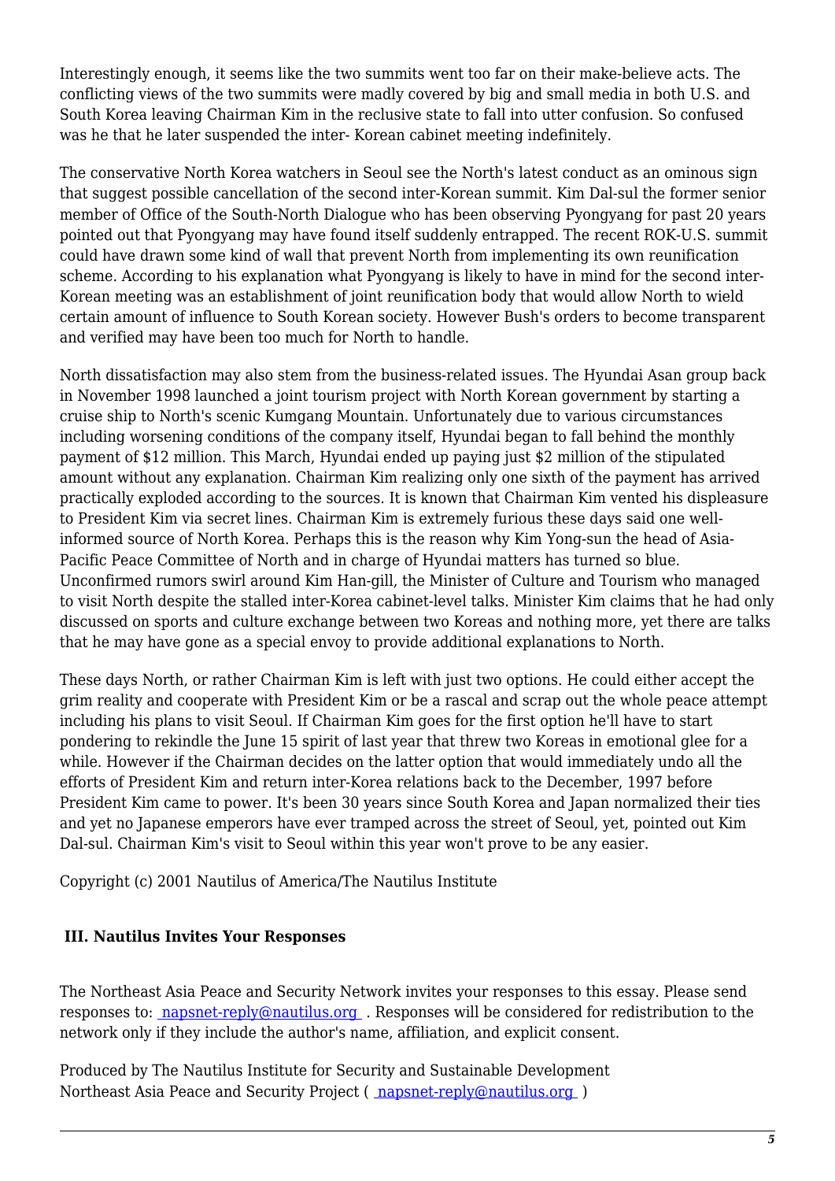Interestingly enough, it seems like the two summits went too far on their make-believe acts. The conflicting views of the two summits were madly covered by big and small media in both U.S. and South Korea leaving Chairman Kim in the reclusive state to fall into utter confusion. So confused was he that he later suspended the inter- Korean cabinet meeting indefinitely.

The conservative North Korea watchers in Seoul see the North's latest conduct as an ominous sign that suggest possible cancellation of the second inter-Korean summit. Kim Dal-sul the former senior member of Office of the South-North Dialogue who has been observing Pyongyang for past 20 years pointed out that Pyongyang may have found itself suddenly entrapped. The recent ROK-U.S. summit could have drawn some kind of wall that prevent North from implementing its own reunification scheme. According to his explanation what Pyongyang is likely to have in mind for the second inter-Korean meeting was an establishment of joint reunification body that would allow North to wield certain amount of influence to South Korean society. However Bush's orders to become transparent and verified may have been too much for North to handle.

North dissatisfaction may also stem from the business-related issues. The Hyundai Asan group back in November 1998 launched a joint tourism project with North Korean government by starting a cruise ship to North's scenic Kumgang Mountain. Unfortunately due to various circumstances including worsening conditions of the company itself, Hyundai began to fall behind the monthly payment of $12 million. This March, Hyundai ended up paying just $2 million of the stipulated amount without any explanation. Chairman Kim realizing only one sixth of the payment has arrived practically exploded according to the sources. It is known that Chairman Kim vented his displeasure to President Kim via secret lines. Chairman Kim is extremely furious these days said one well-informed source of North Korea. Perhaps this is the reason why Kim Yong-sun the head of Asia-Pacific Peace Committee of North and in charge of Hyundai matters has turned so blue. Unconfirmed rumors swirl around Kim Han-gill, the Minister of Culture and Tourism who managed to visit North despite the stalled inter-Korea cabinet-level talks. Minister Kim claims that he had only discussed on sports and culture exchange between two Koreas and nothing more, yet there are talks that he may have gone as a special envoy to provide additional explanations to North.

These days North, or rather Chairman Kim is left with just two options. He could either accept the grim reality and cooperate with President Kim or be a rascal and scrap out the whole peace attempt including his plans to visit Seoul. If Chairman Kim goes for the first option he'll have to start pondering to rekindle the June 15 spirit of last year that threw two Koreas in emotional glee for a while. However if the Chairman decides on the latter option that would immediately undo all the efforts of President Kim and return inter-Korea relations back to the December, 1997 before President Kim came to power. It's been 30 years since South Korea and Japan normalized their ties and yet no Japanese emperors have ever tramped across the street of Seoul, yet, pointed out Kim Dal-sul. Chairman Kim's visit to Seoul within this year won't prove to be any easier.

Copyright (c) 2001 Nautilus of America/The Nautilus Institute

### III. Nautilus Invites Your Responses

The Northeast Asia Peace and Security Network invites your responses to this essay. Please send responses to: napsnet-reply@nautilus.org . Responses will be considered for redistribution to the network only if they include the author's name, affiliation, and explicit consent.

Produced by The Nautilus Institute for Security and Sustainable Development
Northeast Asia Peace and Security Project ( napsnet-reply@nautilus.org )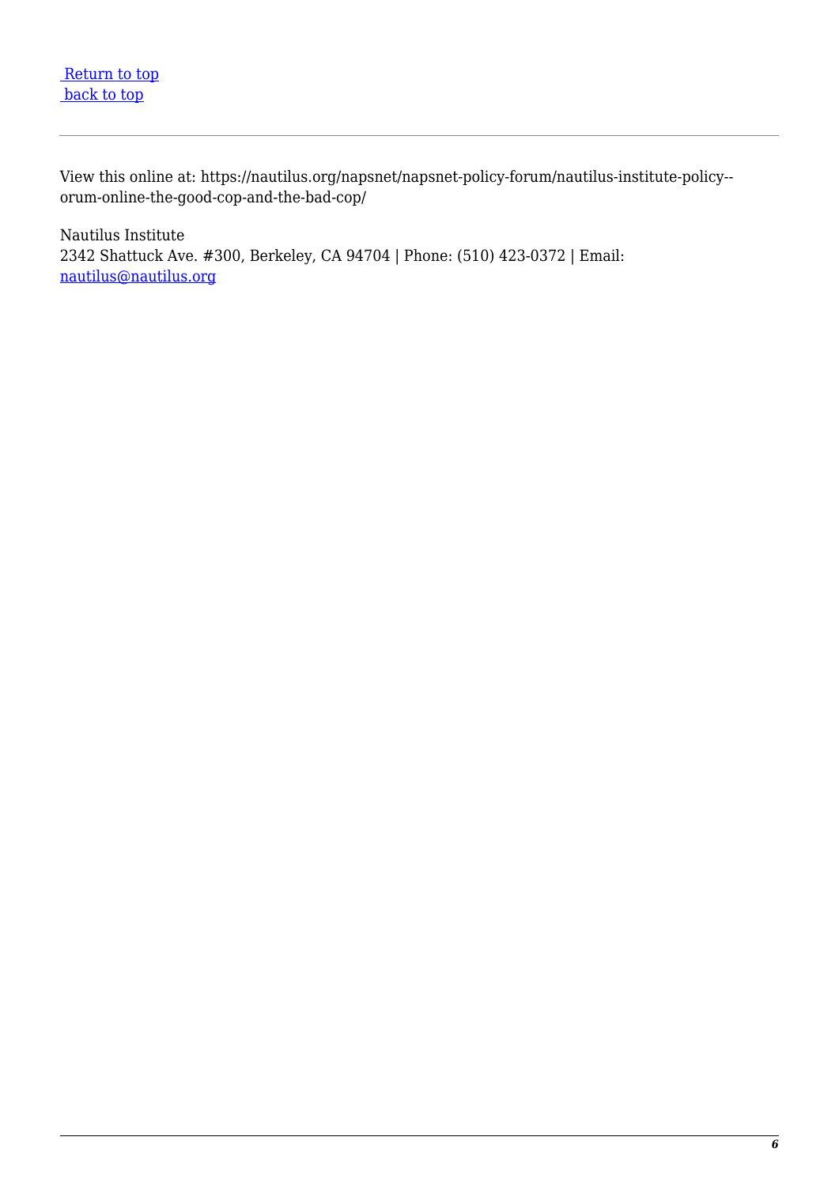[Return to top](#)
[back to top](#)

---

View this online at: https://nautilus.org/napsnet/napsnet-policy-forum/nautilus-institute-policy--orum-online-the-good-cop-and-the-bad-cop/

Nautilus Institute
2342 Shattuck Ave. #300, Berkeley, CA 94704 | Phone: (510) 423-0372 | Email: [nautilus@nautilus.org](mailto:nautilus@nautilus.org)